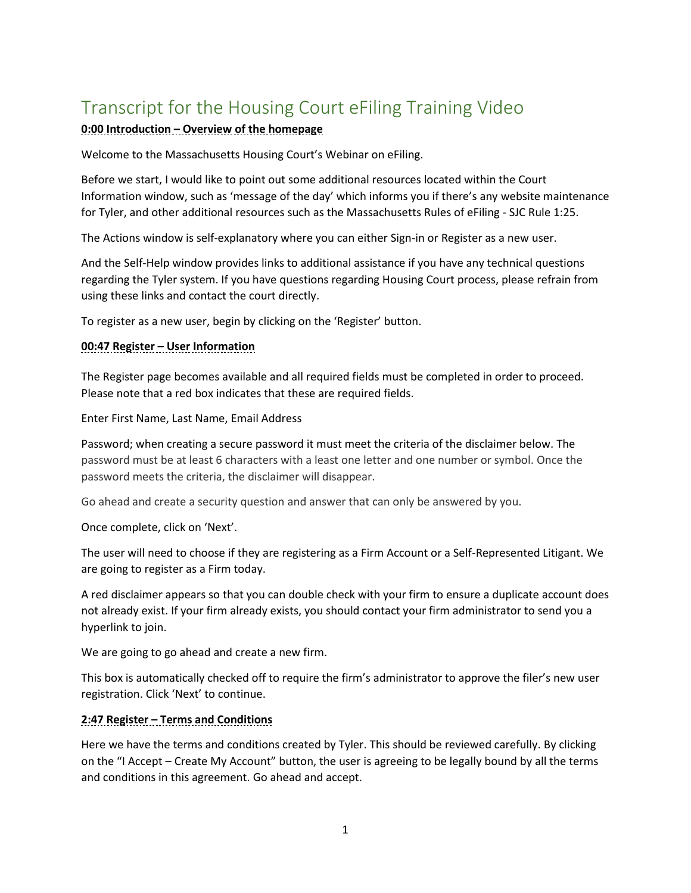# Transcript for the Housing Court eFiling Training Video

**0:00 Introduction – Overview of the homepage**

Welcome to the Massachusetts Housing Court's Webinar on eFiling.

Before we start, I would like to point out some additional resources located within the Court Information window, such as 'message of the day' which informs you if there's any website maintenance for Tyler, and other additional resources such as the Massachusetts Rules of eFiling - SJC Rule 1:25.

The Actions window is self-explanatory where you can either Sign-in or Register as a new user.

And the Self-Help window provides links to additional assistance if you have any technical questions regarding the Tyler system. If you have questions regarding Housing Court process, please refrain from using these links and contact the court directly.

To register as a new user, begin by clicking on the 'Register' button.

**00:47 Register – User Information**

The Register page becomes available and all required fields must be completed in order to proceed. Please note that a red box indicates that these are required fields.

Enter First Name, Last Name, Email Address

Password; when creating a secure password it must meet the criteria of the disclaimer below. The password must be at least 6 characters with a least one letter and one number or symbol. Once the password meets the criteria, the disclaimer will disappear.

Go ahead and create a security question and answer that can only be answered by you.

Once complete, click on 'Next'.

The user will need to choose if they are registering as a Firm Account or a Self-Represented Litigant. We are going to register as a Firm today.

A red disclaimer appears so that you can double check with your firm to ensure a duplicate account does not already exist. If your firm already exists, you should contact your firm administrator to send you a hyperlink to join.

We are going to go ahead and create a new firm.

This box is automatically checked off to require the firm's administrator to approve the filer's new user registration. Click 'Next' to continue.

**2:47 Register – Terms and Conditions**

Here we have the terms and conditions created by Tyler. This should be reviewed carefully. By clicking on the "I Accept – Create My Account" button, the user is agreeing to be legally bound by all the terms and conditions in this agreement. Go ahead and accept.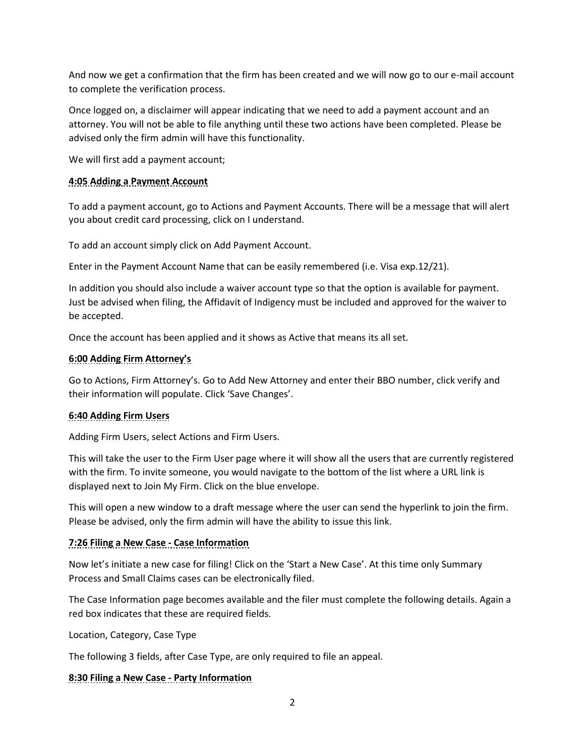And now we get a confirmation that the firm has been created and we will now go to our e-mail account to complete the verification process.

Once logged on, a disclaimer will appear indicating that we need to add a payment account and an attorney. You will not be able to file anything until these two actions have been completed. Please be advised only the firm admin will have this functionality.

We will first add a payment account;

**4:05 Adding a Payment Account**

To add a payment account, go to Actions and Payment Accounts. There will be a message that will alert you about credit card processing, click on I understand.

To add an account simply click on Add Payment Account.

Enter in the Payment Account Name that can be easily remembered (i.e. Visa exp.12/21).

In addition you should also include a waiver account type so that the option is available for payment. Just be advised when filing, the Affidavit of Indigency must be included and approved for the waiver to be accepted.

Once the account has been applied and it shows as Active that means its all set.

**6:00 Adding Firm Attorney's**

Go to Actions, Firm Attorney's. Go to Add New Attorney and enter their BBO number, click verify and their information will populate. Click 'Save Changes'.

**6:40 Adding Firm Users**

Adding Firm Users, select Actions and Firm Users.

This will take the user to the Firm User page where it will show all the users that are currently registered with the firm. To invite someone, you would navigate to the bottom of the list where a URL link is displayed next to Join My Firm. Click on the blue envelope.

This will open a new window to a draft message where the user can send the hyperlink to join the firm. Please be advised, only the firm admin will have the ability to issue this link.

**7:26 Filing a New Case - Case Information**

Now let's initiate a new case for filing! Click on the 'Start a New Case'. At this time only Summary Process and Small Claims cases can be electronically filed.

The Case Information page becomes available and the filer must complete the following details. Again a red box indicates that these are required fields.

Location, Category, Case Type

The following 3 fields, after Case Type, are only required to file an appeal.

**8:30 Filing a New Case - Party Information**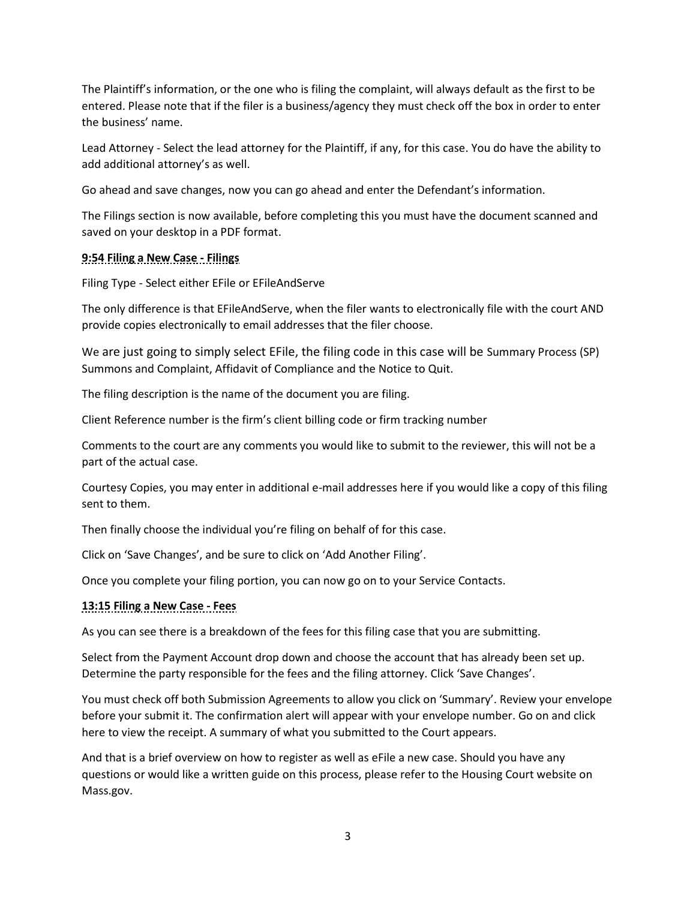The Plaintiff's information, or the one who is filing the complaint, will always default as the first to be entered. Please note that if the filer is a business/agency they must check off the box in order to enter the business' name.

Lead Attorney - Select the lead attorney for the Plaintiff, if any, for this case. You do have the ability to add additional attorney's as well.

Go ahead and save changes, now you can go ahead and enter the Defendant's information.

The Filings section is now available, before completing this you must have the document scanned and saved on your desktop in a PDF format.

**9:54 Filing a New Case - Filings**

Filing Type - Select either EFile or EFileAndServe

The only difference is that EFileAndServe, when the filer wants to electronically file with the court AND provide copies electronically to email addresses that the filer choose.

We are just going to simply select EFile, the filing code in this case will be Summary Process (SP) Summons and Complaint, Affidavit of Compliance and the Notice to Quit.

The filing description is the name of the document you are filing.

Client Reference number is the firm's client billing code or firm tracking number

Comments to the court are any comments you would like to submit to the reviewer, this will not be a part of the actual case.

Courtesy Copies, you may enter in additional e-mail addresses here if you would like a copy of this filing sent to them.

Then finally choose the individual you're filing on behalf of for this case.

Click on 'Save Changes', and be sure to click on 'Add Another Filing'.

Once you complete your filing portion, you can now go on to your Service Contacts.

**13:15 Filing a New Case - Fees**

As you can see there is a breakdown of the fees for this filing case that you are submitting.

Select from the Payment Account drop down and choose the account that has already been set up. Determine the party responsible for the fees and the filing attorney. Click 'Save Changes'.

You must check off both Submission Agreements to allow you click on 'Summary'. Review your envelope before your submit it. The confirmation alert will appear with your envelope number. Go on and click here to view the receipt. A summary of what you submitted to the Court appears.

And that is a brief overview on how to register as well as eFile a new case. Should you have any questions or would like a written guide on this process, please refer to the Housing Court website on Mass.gov.